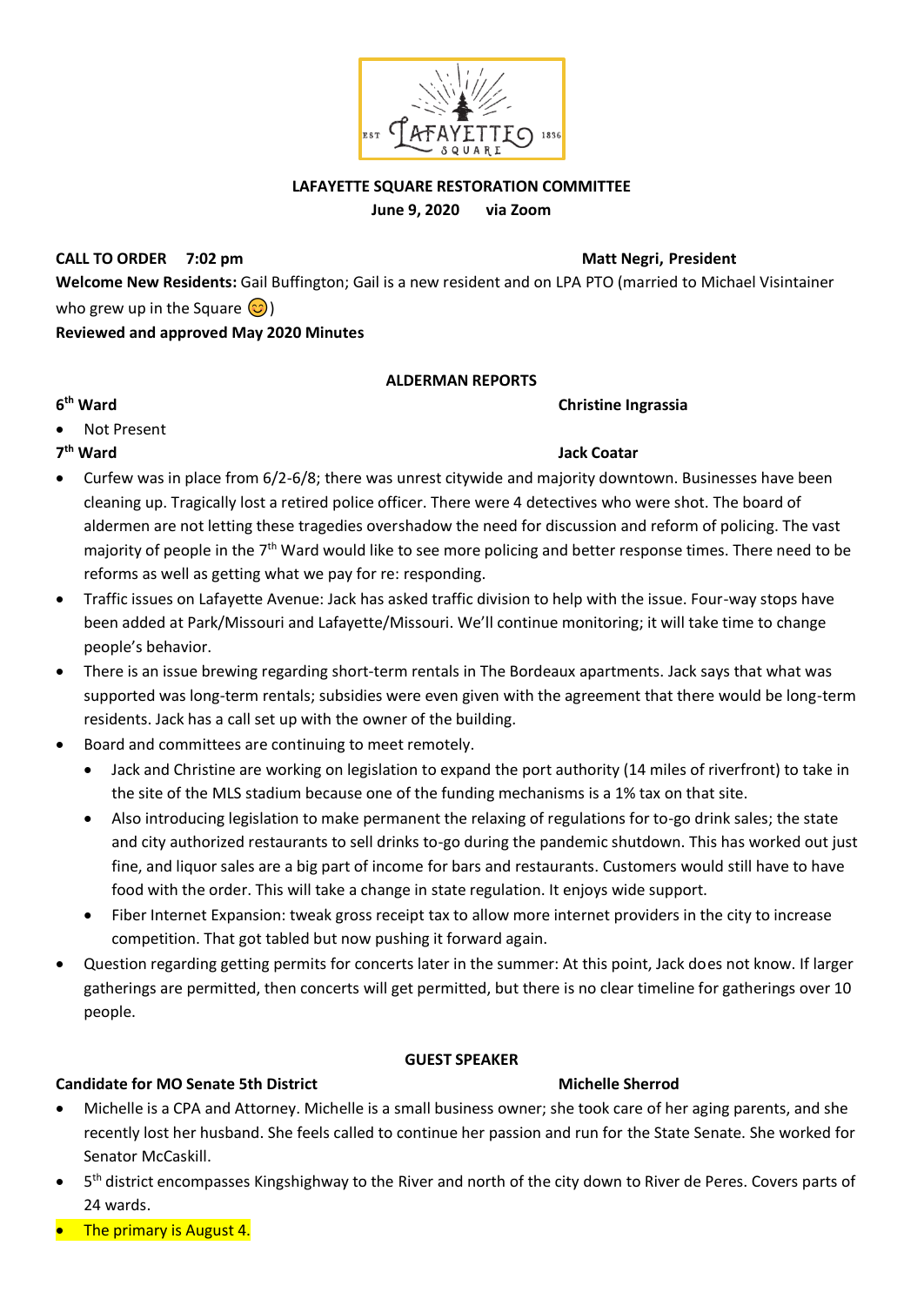**LAFAYETTE SQUARE RESTORATION COMMITTEE**
**June 9, 2020 via Zoom**

**CALL TO ORDER 7:02 pm** **Matt Negri, President**

**Welcome New Residents:** Gail Buffington; Gail is a new resident and on LPA PTO (married to Michael Visintainer who grew up in the Square 😊)

**Reviewed and approved May 2020 Minutes**

## ALDERMAN REPORTS

**6th Ward** **Christine Ingrassia**

- Not Present

**7th Ward** **Jack Coatar**

- Curfew was in place from 6/2-6/8; there was unrest citywide and majority downtown. Businesses have been cleaning up. Tragically lost a retired police officer. There were 4 detectives who were shot. The board of aldermen are not letting these tragedies overshadow the need for discussion and reform of policing. The vast majority of people in the 7th Ward would like to see more policing and better response times. There need to be reforms as well as getting what we pay for re: responding.
- Traffic issues on Lafayette Avenue: Jack has asked traffic division to help with the issue. Four-way stops have been added at Park/Missouri and Lafayette/Missouri. We'll continue monitoring; it will take time to change people's behavior.
- There is an issue brewing regarding short-term rentals in The Bordeaux apartments. Jack says that what was supported was long-term rentals; subsidies were even given with the agreement that there would be long-term residents. Jack has a call set up with the owner of the building.
- Board and committees are continuing to meet remotely.
  - Jack and Christine are working on legislation to expand the port authority (14 miles of riverfront) to take in the site of the MLS stadium because one of the funding mechanisms is a 1% tax on that site.
  - Also introducing legislation to make permanent the relaxing of regulations for to-go drink sales; the state and city authorized restaurants to sell drinks to-go during the pandemic shutdown. This has worked out just fine, and liquor sales are a big part of income for bars and restaurants. Customers would still have to have food with the order. This will take a change in state regulation. It enjoys wide support.
  - Fiber Internet Expansion: tweak gross receipt tax to allow more internet providers in the city to increase competition. That got tabled but now pushing it forward again.
- Question regarding getting permits for concerts later in the summer: At this point, Jack does not know. If larger gatherings are permitted, then concerts will get permitted, but there is no clear timeline for gatherings over 10 people.

## GUEST SPEAKER

**Candidate for MO Senate 5th District** **Michelle Sherrod**

- Michelle is a CPA and Attorney. Michelle is a small business owner; she took care of her aging parents, and she recently lost her husband. She feels called to continue her passion and run for the State Senate. She worked for Senator McCaskill.
- 5th district encompasses Kingshighway to the River and north of the city down to River de Peres. Covers parts of 24 wards.
- The primary is August 4.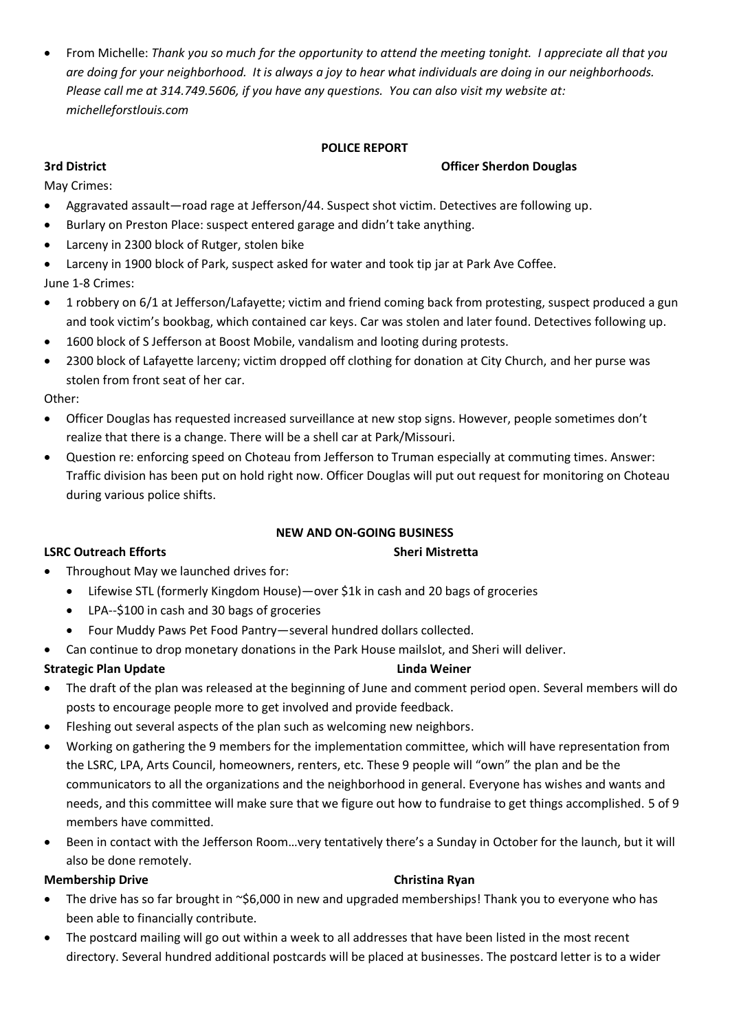- From Michelle: *Thank you so much for the opportunity to attend the meeting tonight. I appreciate all that you are doing for your neighborhood. It is always a joy to hear what individuals are doing in our neighborhoods. Please call me at 314.749.5606, if you have any questions. You can also visit my website at: michelleforstlouis.com*

## POLICE REPORT

**3rd District** **Officer Sherdon Douglas**

May Crimes:

- Aggravated assault—road rage at Jefferson/44. Suspect shot victim. Detectives are following up.
- Burlary on Preston Place: suspect entered garage and didn't take anything.
- Larceny in 2300 block of Rutger, stolen bike
- Larceny in 1900 block of Park, suspect asked for water and took tip jar at Park Ave Coffee.

June 1-8 Crimes:

- 1 robbery on 6/1 at Jefferson/Lafayette; victim and friend coming back from protesting, suspect produced a gun and took victim's bookbag, which contained car keys. Car was stolen and later found. Detectives following up.
- 1600 block of S Jefferson at Boost Mobile, vandalism and looting during protests.
- 2300 block of Lafayette larceny; victim dropped off clothing for donation at City Church, and her purse was stolen from front seat of her car.

Other:

- Officer Douglas has requested increased surveillance at new stop signs. However, people sometimes don't realize that there is a change. There will be a shell car at Park/Missouri.
- Question re: enforcing speed on Choteau from Jefferson to Truman especially at commuting times. Answer: Traffic division has been put on hold right now. Officer Douglas will put out request for monitoring on Choteau during various police shifts.

## NEW AND ON-GOING BUSINESS

**LSRC Outreach Efforts** **Sheri Mistretta**

- Throughout May we launched drives for:
  - Lifewise STL (formerly Kingdom House)—over $1k in cash and 20 bags of groceries
  - LPA--$100 in cash and 30 bags of groceries
  - Four Muddy Paws Pet Food Pantry—several hundred dollars collected.
- Can continue to drop monetary donations in the Park House mailslot, and Sheri will deliver.

**Strategic Plan Update** **Linda Weiner**

- The draft of the plan was released at the beginning of June and comment period open. Several members will do posts to encourage people more to get involved and provide feedback.
- Fleshing out several aspects of the plan such as welcoming new neighbors.
- Working on gathering the 9 members for the implementation committee, which will have representation from the LSRC, LPA, Arts Council, homeowners, renters, etc. These 9 people will "own" the plan and be the communicators to all the organizations and the neighborhood in general. Everyone has wishes and wants and needs, and this committee will make sure that we figure out how to fundraise to get things accomplished. 5 of 9 members have committed.
- Been in contact with the Jefferson Room…very tentatively there's a Sunday in October for the launch, but it will also be done remotely.

**Membership Drive** **Christina Ryan**

- The drive has so far brought in ~$6,000 in new and upgraded memberships! Thank you to everyone who has been able to financially contribute.
- The postcard mailing will go out within a week to all addresses that have been listed in the most recent directory. Several hundred additional postcards will be placed at businesses. The postcard letter is to a wider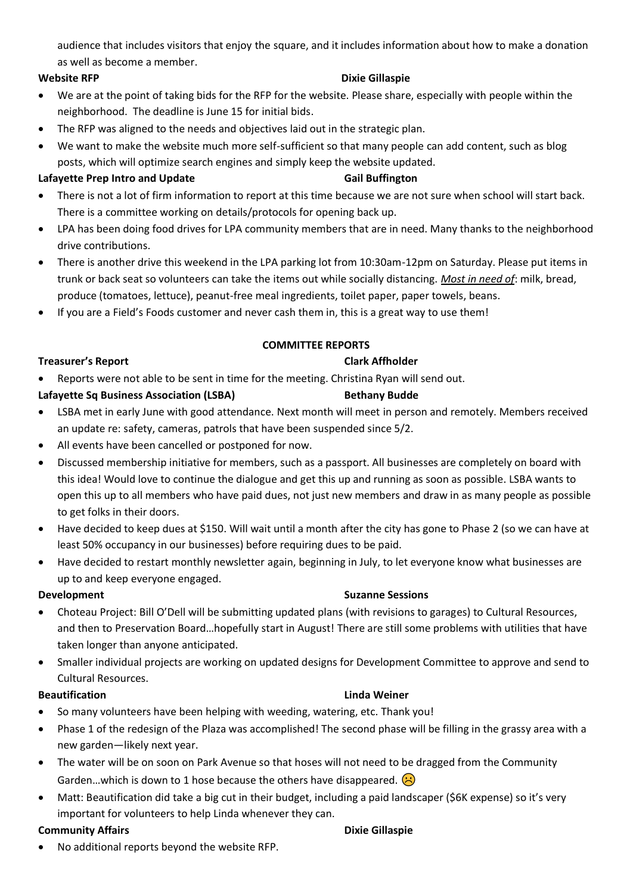audience that includes visitors that enjoy the square, and it includes information about how to make a donation as well as become a member.

**Website RFP** **Dixie Gillaspie**

- We are at the point of taking bids for the RFP for the website. Please share, especially with people within the neighborhood. The deadline is June 15 for initial bids.
- The RFP was aligned to the needs and objectives laid out in the strategic plan.
- We want to make the website much more self-sufficient so that many people can add content, such as blog posts, which will optimize search engines and simply keep the website updated.

**Lafayette Prep Intro and Update** **Gail Buffington**

- There is not a lot of firm information to report at this time because we are not sure when school will start back. There is a committee working on details/protocols for opening back up.
- LPA has been doing food drives for LPA community members that are in need. Many thanks to the neighborhood drive contributions.
- There is another drive this weekend in the LPA parking lot from 10:30am-12pm on Saturday. Please put items in trunk or back seat so volunteers can take the items out while socially distancing. *Most in need of*: milk, bread, produce (tomatoes, lettuce), peanut-free meal ingredients, toilet paper, paper towels, beans.
- If you are a Field's Foods customer and never cash them in, this is a great way to use them!

**COMMITTEE REPORTS**

**Treasurer's Report** **Clark Affholder**

- Reports were not able to be sent in time for the meeting. Christina Ryan will send out.

**Lafayette Sq Business Association (LSBA)** **Bethany Budde**

- LSBA met in early June with good attendance. Next month will meet in person and remotely. Members received an update re: safety, cameras, patrols that have been suspended since 5/2.
- All events have been cancelled or postponed for now.
- Discussed membership initiative for members, such as a passport. All businesses are completely on board with this idea! Would love to continue the dialogue and get this up and running as soon as possible. LSBA wants to open this up to all members who have paid dues, not just new members and draw in as many people as possible to get folks in their doors.
- Have decided to keep dues at $150. Will wait until a month after the city has gone to Phase 2 (so we can have at least 50% occupancy in our businesses) before requiring dues to be paid.
- Have decided to restart monthly newsletter again, beginning in July, to let everyone know what businesses are up to and keep everyone engaged.

**Development** **Suzanne Sessions**

- Choteau Project: Bill O'Dell will be submitting updated plans (with revisions to garages) to Cultural Resources, and then to Preservation Board…hopefully start in August! There are still some problems with utilities that have taken longer than anyone anticipated.
- Smaller individual projects are working on updated designs for Development Committee to approve and send to Cultural Resources.

**Beautification** **Linda Weiner**

- So many volunteers have been helping with weeding, watering, etc. Thank you!
- Phase 1 of the redesign of the Plaza was accomplished! The second phase will be filling in the grassy area with a new garden—likely next year.
- The water will be on soon on Park Avenue so that hoses will not need to be dragged from the Community Garden…which is down to 1 hose because the others have disappeared. ☹
- Matt: Beautification did take a big cut in their budget, including a paid landscaper ($6K expense) so it's very important for volunteers to help Linda whenever they can.

**Community Affairs** **Dixie Gillaspie**

- No additional reports beyond the website RFP.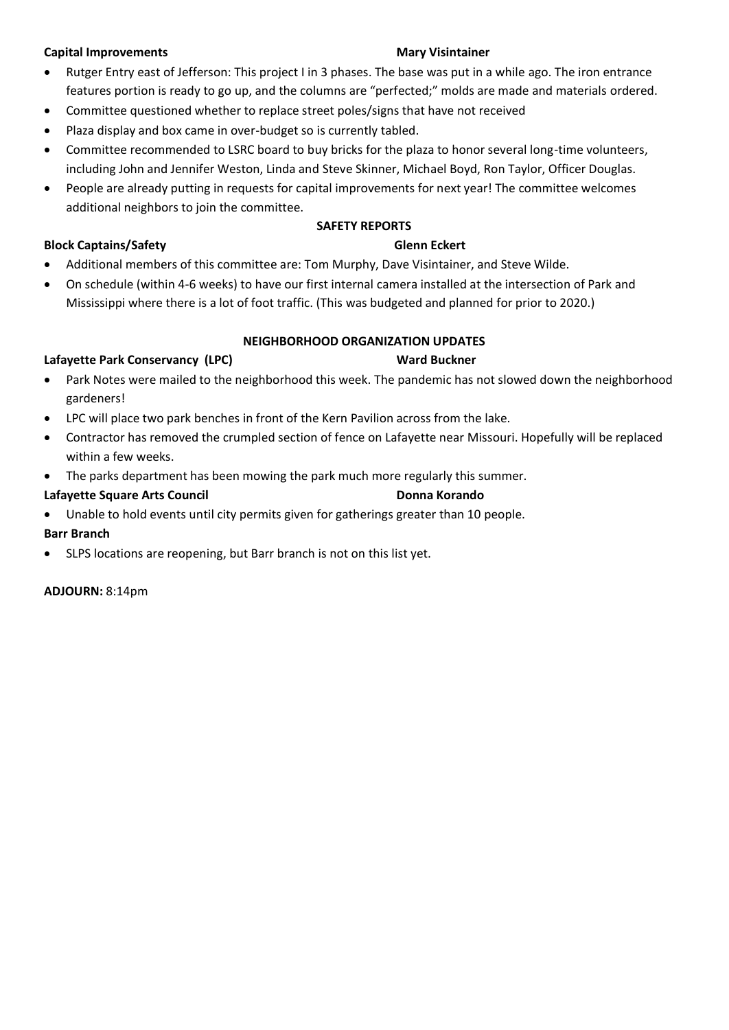**Capital Improvements** **Mary Visintainer**

- Rutger Entry east of Jefferson: This project I in 3 phases. The base was put in a while ago. The iron entrance features portion is ready to go up, and the columns are "perfected;" molds are made and materials ordered.
- Committee questioned whether to replace street poles/signs that have not received
- Plaza display and box came in over-budget so is currently tabled.
- Committee recommended to LSRC board to buy bricks for the plaza to honor several long-time volunteers, including John and Jennifer Weston, Linda and Steve Skinner, Michael Boyd, Ron Taylor, Officer Douglas.
- People are already putting in requests for capital improvements for next year! The committee welcomes additional neighbors to join the committee.

**SAFETY REPORTS**

**Block Captains/Safety** **Glenn Eckert**

- Additional members of this committee are: Tom Murphy, Dave Visintainer, and Steve Wilde.
- On schedule (within 4-6 weeks) to have our first internal camera installed at the intersection of Park and Mississippi where there is a lot of foot traffic. (This was budgeted and planned for prior to 2020.)

**NEIGHBORHOOD ORGANIZATION UPDATES**

**Lafayette Park Conservancy (LPC)** **Ward Buckner**

- Park Notes were mailed to the neighborhood this week. The pandemic has not slowed down the neighborhood gardeners!
- LPC will place two park benches in front of the Kern Pavilion across from the lake.
- Contractor has removed the crumpled section of fence on Lafayette near Missouri. Hopefully will be replaced within a few weeks.
- The parks department has been mowing the park much more regularly this summer.

**Lafayette Square Arts Council** **Donna Korando**

- Unable to hold events until city permits given for gatherings greater than 10 people.

**Barr Branch**

- SLPS locations are reopening, but Barr branch is not on this list yet.

**ADJOURN:** 8:14pm